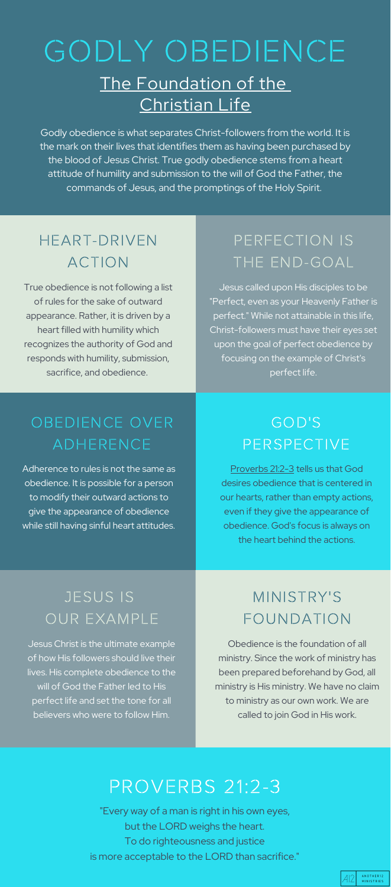# GODLY OBEDIENCE

## The Foundation of the Christian Life

Godly obedience is what separates Christ-followers from the world. It is the mark on their lives that identifies them as having been purchased by the blood of Jesus Christ. True godly obedience stems from a heart attitude of humility and submission to the will of God the Father, the commands of Jesus, and the promptings of the Holy Spirit.

## HEART-DRIVEN ACTION

True obedience is not following a list of rules for the sake of outward appearance. Rather, it is driven by a heart filled with humility which recognizes the authority of God and responds with humility, submission, sacrifice, and obedience.

## PERFECTION IS THE END-GOAL

Jesus called upon His disciples to be "Perfect, even as your Heavenly Father is perfect." While not attainable in this life, Christ-followers must have their eyes set upon the goal of perfect obedience by focusing on the example of Christ's perfect life.

## OBEDIENCE OVER ADHERENCE

Adherence to rules is not the same as obedience. It is possible for a person to modify their outward actions to give the appearance of obedience while still having sinful heart attitudes.

## GOD'S PERSPECTIVE

Proverbs 21:2-3 tells us that God desires obedience that is centered in our hearts, rather than empty actions, even if they give the appearance of obedience. God's focus is always on the heart behind the actions.

## JESUS IS OUR EXAMPLE

Jesus Christ is the ultimate example of how His followers should live their lives. His complete obedience to the will of God the Father led to His perfect life and set the tone for all believers who were to follow Him.

## MINISTRY'S FOUNDATION

Obedience is the foundation of all ministry. Since the work of ministry has been prepared beforehand by God, all ministry is His ministry. We have no claim to ministry as our own work. We are called to join God in His work.

## PROVERBS 21:2-3

"Every way of a man is right in his own eyes,
but the LORD weighs the heart.
To do righteousness and justice
is more acceptable to the LORD than sacrifice."

A12 ANOTHER12 MINISTRIES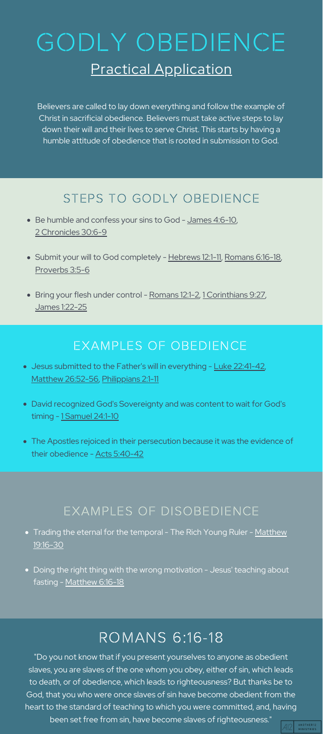# GODLY OBEDIENCE

## Practical Application

Believers are called to lay down everything and follow the example of Christ in sacrificial obedience. Believers must take active steps to lay down their will and their lives to serve Christ. This starts by having a humble attitude of obedience that is rooted in submission to God.

## STEPS TO GODLY OBEDIENCE

- Be humble and confess your sins to God - James 4:6-10, 2 Chronicles 30:6-9
- Submit your will to God completely - Hebrews 12:1-11, Romans 6:16-18, Proverbs 3:5-6
- Bring your flesh under control - Romans 12:1-2, 1 Corinthians 9:27, James 1:22-25

## EXAMPLES OF OBEDIENCE

- Jesus submitted to the Father's will in everything - Luke 22:41-42, Matthew 26:52-56, Philippians 2:1-11
- David recognized God's Sovereignty and was content to wait for God's timing - 1 Samuel 24:1-10
- The Apostles rejoiced in their persecution because it was the evidence of their obedience - Acts 5:40-42

## EXAMPLES OF DISOBEDIENCE

- Trading the eternal for the temporal - The Rich Young Ruler - Matthew 19:16-30
- Doing the right thing with the wrong motivation - Jesus' teaching about fasting - Matthew 6:16-18

## ROMANS 6:16-18

"Do you not know that if you present yourselves to anyone as obedient slaves, you are slaves of the one whom you obey, either of sin, which leads to death, or of obedience, which leads to righteousness? But thanks be to God, that you who were once slaves of sin have become obedient from the heart to the standard of teaching to which you were committed, and, having been set free from sin, have become slaves of righteousness."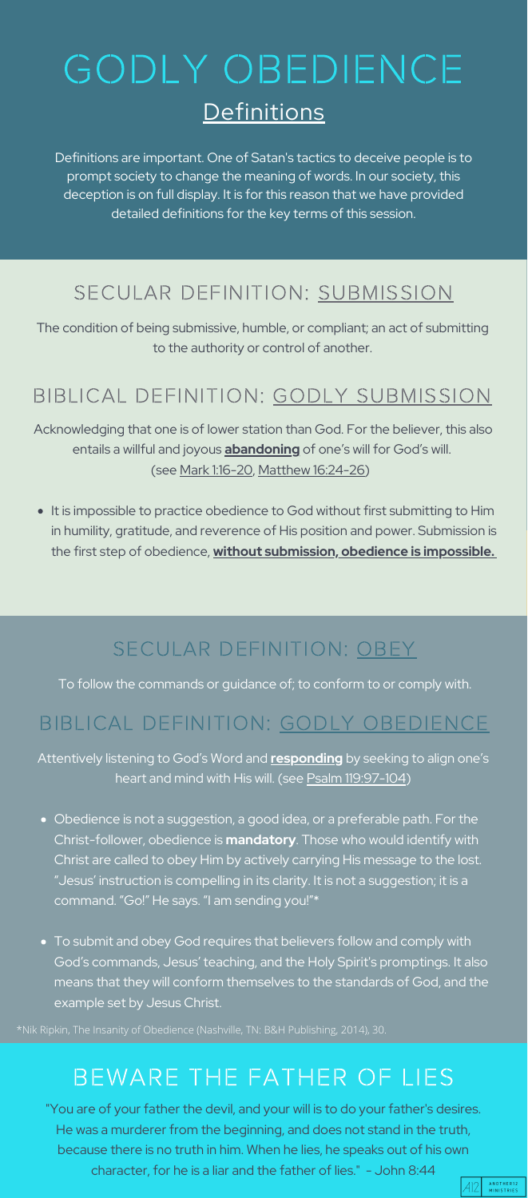# GODLY OBEDIENCE

## Definitions

Definitions are important. One of Satan's tactics to deceive people is to prompt society to change the meaning of words. In our society, this deception is on full display. It is for this reason that we have provided detailed definitions for the key terms of this session.

## SECULAR DEFINITION: SUBMISSION

The condition of being submissive, humble, or compliant; an act of submitting to the authority or control of another.

## BIBLICAL DEFINITION: GODLY SUBMISSION

Acknowledging that one is of lower station than God. For the believer, this also entails a willful and joyous **abandoning** of one's will for God's will. (see Mark 1:16-20, Matthew 16:24-26)

- It is impossible to practice obedience to God without first submitting to Him in humility, gratitude, and reverence of His position and power. Submission is the first step of obedience, **without submission, obedience is impossible.**

## SECULAR DEFINITION: OBEY

To follow the commands or guidance of; to conform to or comply with.

## BIBLICAL DEFINITION: GODLY OBEDIENCE

Attentively listening to God's Word and **responding** by seeking to align one's heart and mind with His will. (see Psalm 119:97-104)

- Obedience is not a suggestion, a good idea, or a preferable path. For the Christ-follower, obedience is **mandatory**. Those who would identify with Christ are called to obey Him by actively carrying His message to the lost. "Jesus' instruction is compelling in its clarity. It is not a suggestion; it is a command. "Go!" He says. "I am sending you!"*
- To submit and obey God requires that believers follow and comply with God's commands, Jesus' teaching, and the Holy Spirit's promptings. It also means that they will conform themselves to the standards of God, and the example set by Jesus Christ.

*Nik Ripkin, The Insanity of Obedience (Nashville, TN: B&H Publishing, 2014), 30.

## BEWARE THE FATHER OF LIES

"You are of your father the devil, and your will is to do your father's desires. He was a murderer from the beginning, and does not stand in the truth, because there is no truth in him. When he lies, he speaks out of his own character, for he is a liar and the father of lies." - John 8:44

A12 ANOTHER12 MINISTRIES